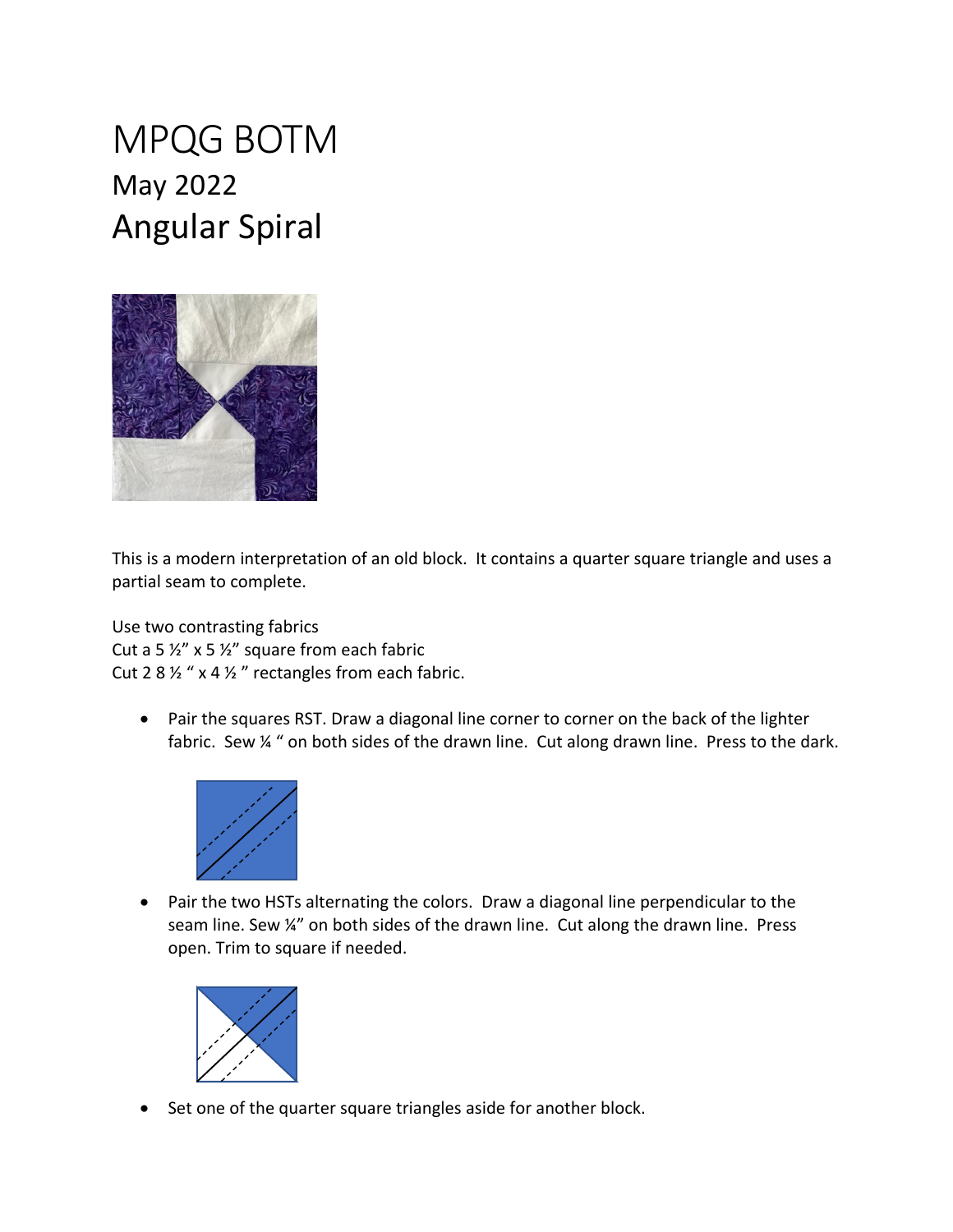# MPQG BOTM

## May 2022

## Angular Spiral

This is a modern interpretation of an old block. It contains a quarter square triangle and uses a partial seam to complete.

Use two contrasting fabrics
Cut a 5 ½" x 5 ½" square from each fabric
Cut 2 8 ½ " x 4 ½ " rectangles from each fabric.

- Pair the squares RST. Draw a diagonal line corner to corner on the back of the lighter fabric. Sew ¼ " on both sides of the drawn line. Cut along drawn line. Press to the dark.

- Pair the two HSTs alternating the colors. Draw a diagonal line perpendicular to the seam line. Sew ¼" on both sides of the drawn line. Cut along the drawn line. Press open. Trim to square if needed.

- Set one of the quarter square triangles aside for another block.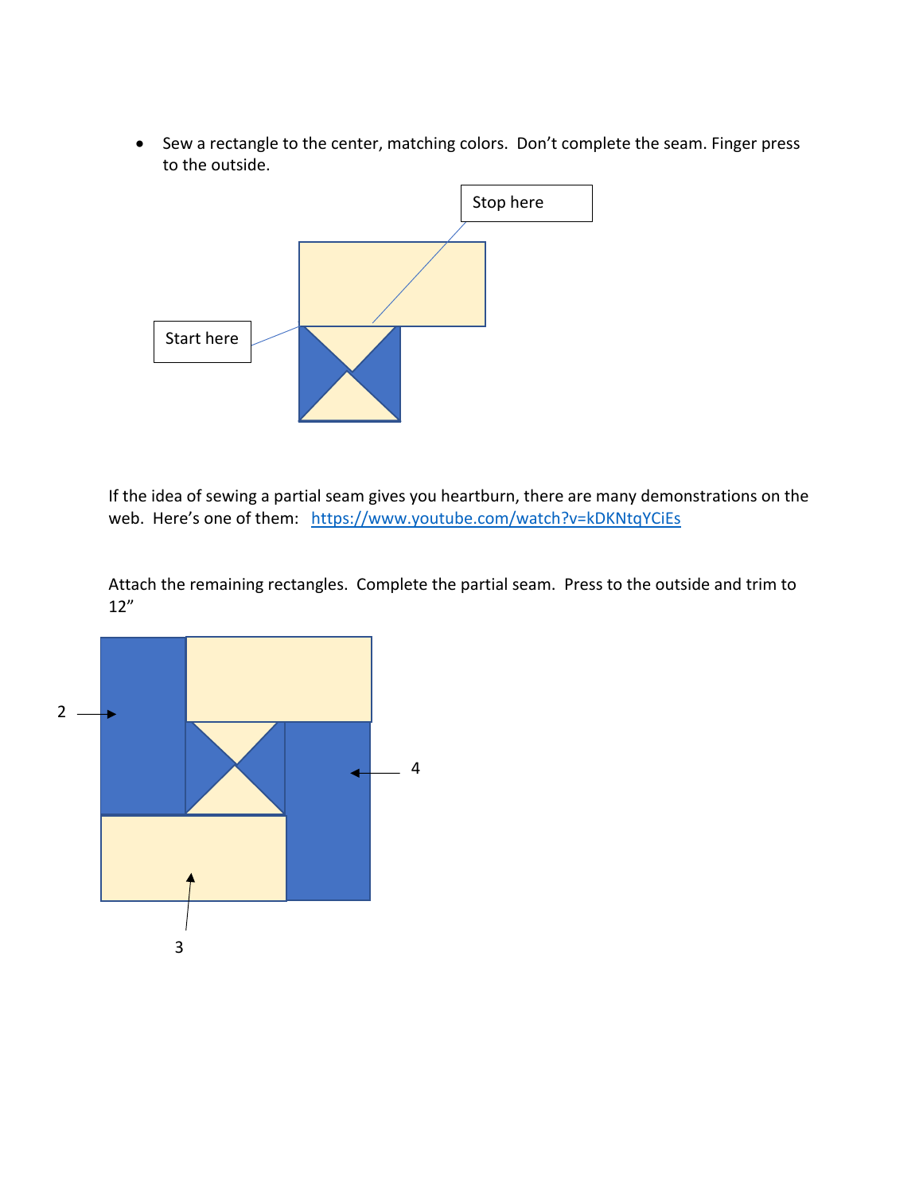- Sew a rectangle to the center, matching colors. Don't complete the seam. Finger press to the outside.

Stop here

Start here

If the idea of sewing a partial seam gives you heartburn, there are many demonstrations on the web. Here's one of them: [https://www.youtube.com/watch?v=kDKNtqYCiEs](https://www.youtube.com/watch?v=kDKNtqYCiEs)

Attach the remaining rectangles. Complete the partial seam. Press to the outside and trim to 12"

2

4

3